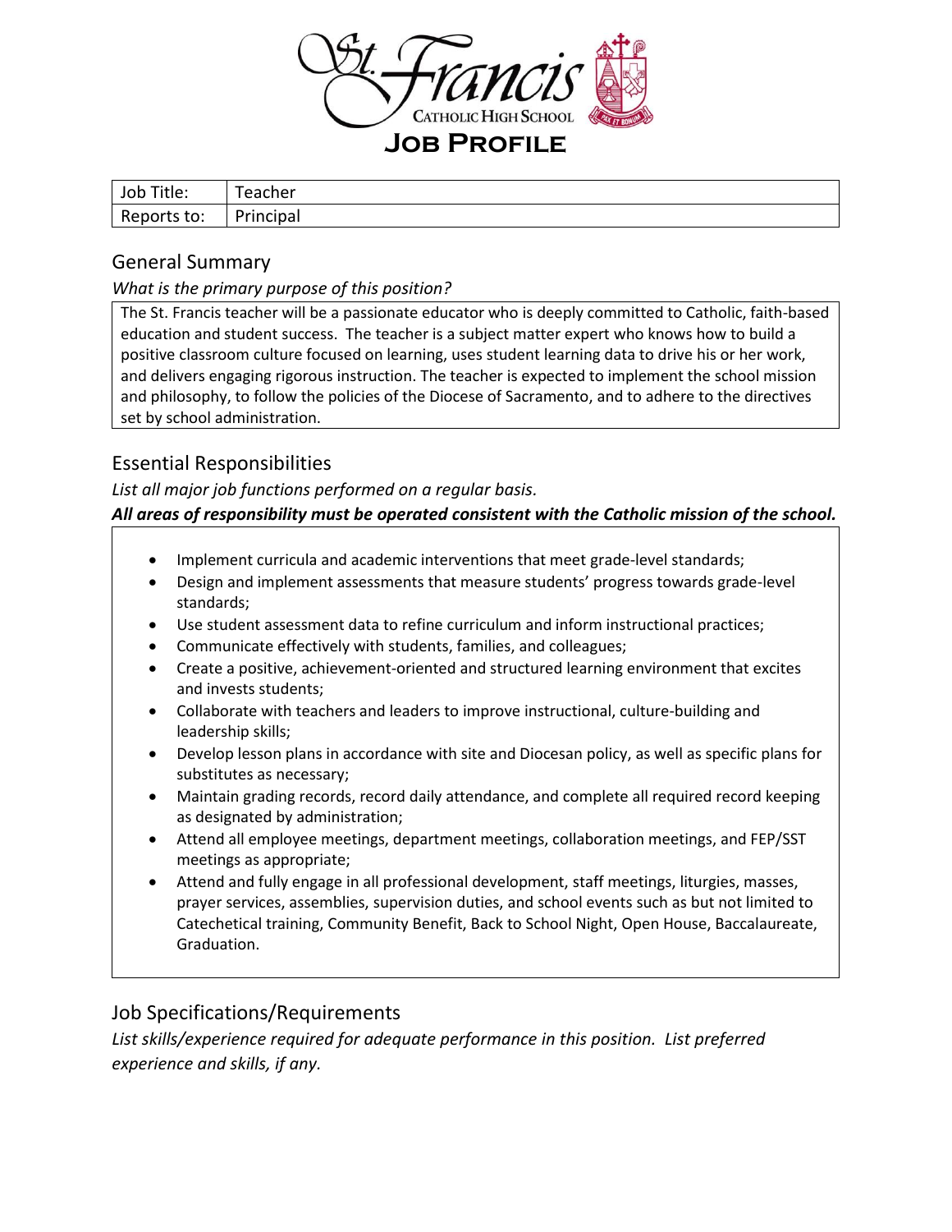St. Francis Catholic High School

# Job Profile

| Job Title: | Teacher |
|---|---|
| Reports to: | Principal |

## General Summary

*What is the primary purpose of this position?*

The St. Francis teacher will be a passionate educator who is deeply committed to Catholic, faith-based education and student success. The teacher is a subject matter expert who knows how to build a positive classroom culture focused on learning, uses student learning data to drive his or her work, and delivers engaging rigorous instruction. The teacher is expected to implement the school mission and philosophy, to follow the policies of the Diocese of Sacramento, and to adhere to the directives set by school administration.

## Essential Responsibilities

*List all major job functions performed on a regular basis.*

***All areas of responsibility must be operated consistent with the Catholic mission of the school.***

- Implement curricula and academic interventions that meet grade-level standards;
- Design and implement assessments that measure students' progress towards grade-level standards;
- Use student assessment data to refine curriculum and inform instructional practices;
- Communicate effectively with students, families, and colleagues;
- Create a positive, achievement-oriented and structured learning environment that excites and invests students;
- Collaborate with teachers and leaders to improve instructional, culture-building and leadership skills;
- Develop lesson plans in accordance with site and Diocesan policy, as well as specific plans for substitutes as necessary;
- Maintain grading records, record daily attendance, and complete all required record keeping as designated by administration;
- Attend all employee meetings, department meetings, collaboration meetings, and FEP/SST meetings as appropriate;
- Attend and fully engage in all professional development, staff meetings, liturgies, masses, prayer services, assemblies, supervision duties, and school events such as but not limited to Catechetical training, Community Benefit, Back to School Night, Open House, Baccalaureate, Graduation.

## Job Specifications/Requirements

*List skills/experience required for adequate performance in this position. List preferred experience and skills, if any.*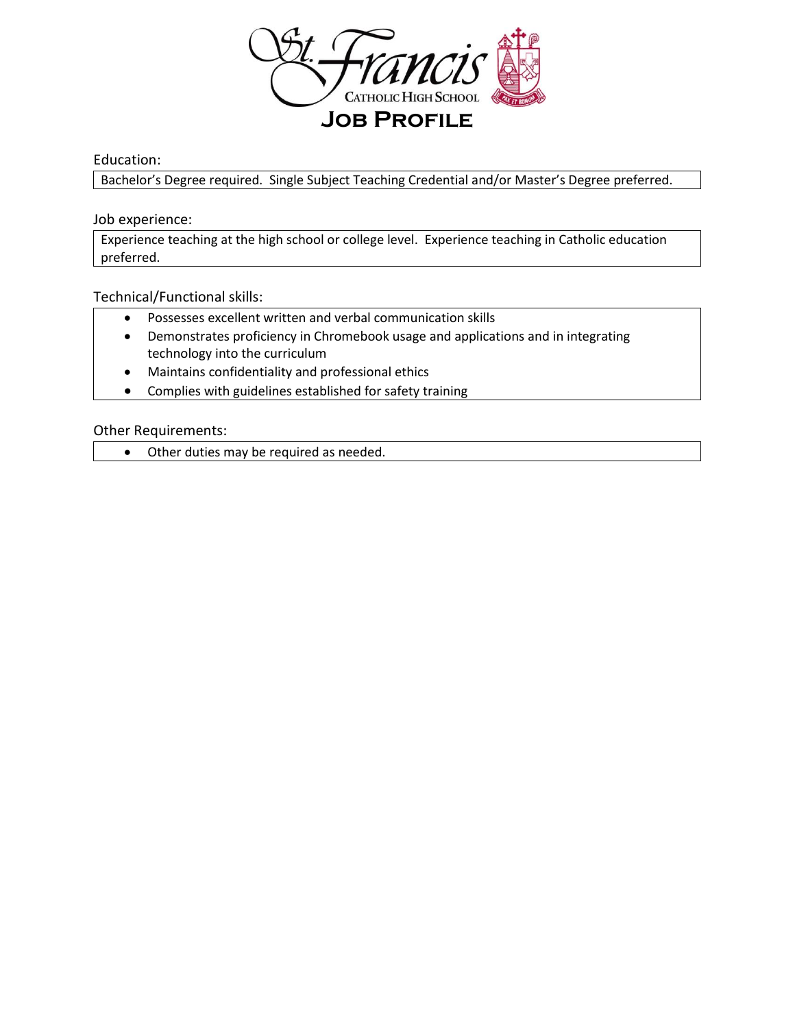St. Francis Catholic High School

# Job Profile

Education:

Bachelor's Degree required. Single Subject Teaching Credential and/or Master's Degree preferred.

Job experience:

Experience teaching at the high school or college level. Experience teaching in Catholic education preferred.

Technical/Functional skills:

- Possesses excellent written and verbal communication skills
- Demonstrates proficiency in Chromebook usage and applications and in integrating technology into the curriculum
- Maintains confidentiality and professional ethics
- Complies with guidelines established for safety training

Other Requirements:

- Other duties may be required as needed.